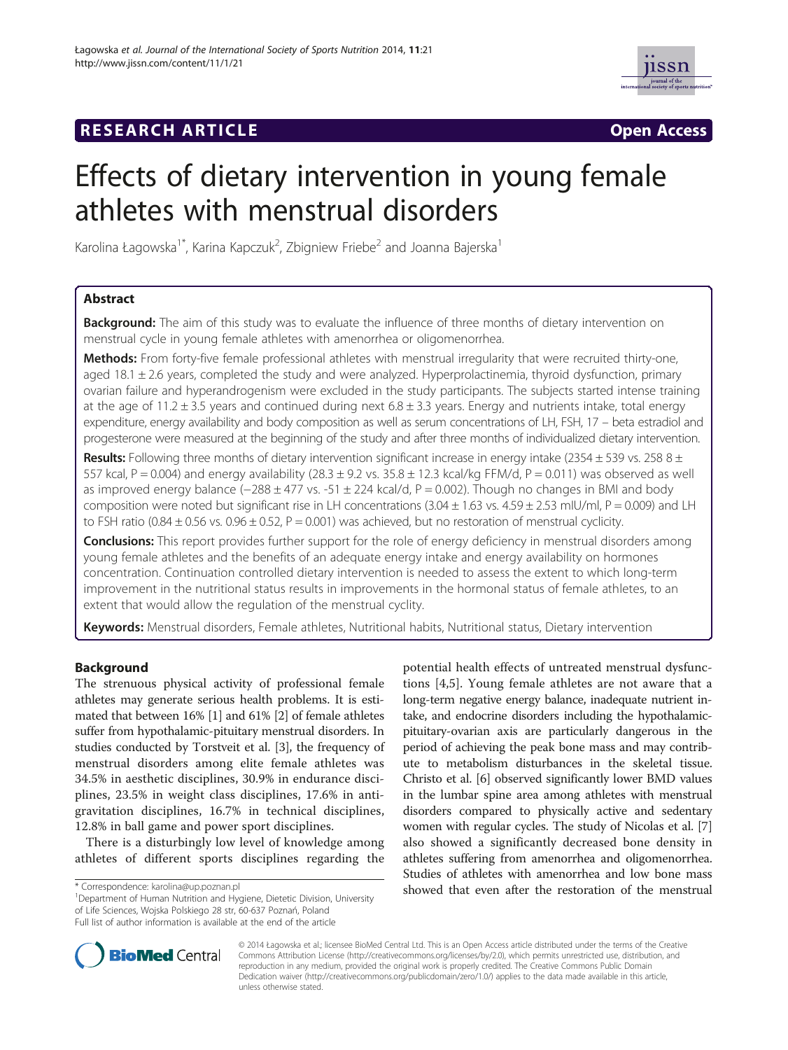**RESEARCH ARTICLE** **Open Access**

# Effects of dietary intervention in young female athletes with menstrual disorders

Karolina Łagowska[1*], Karina Kapczuk[2], Zbigniew Friebe[2] and Joanna Bajerska[1]

## Abstract

**Background:** The aim of this study was to evaluate the influence of three months of dietary intervention on menstrual cycle in young female athletes with amenorrhea or oligomenorrhea.

**Methods:** From forty-five female professional athletes with menstrual irregularity that were recruited thirty-one, aged 18.1 ± 2.6 years, completed the study and were analyzed. Hyperprolactinemia, thyroid dysfunction, primary ovarian failure and hyperandrogenism were excluded in the study participants. The subjects started intense training at the age of 11.2 ± 3.5 years and continued during next 6.8 ± 3.3 years. Energy and nutrients intake, total energy expenditure, energy availability and body composition as well as serum concentrations of LH, FSH, 17 – beta estradiol and progesterone were measured at the beginning of the study and after three months of individualized dietary intervention.

**Results:** Following three months of dietary intervention significant increase in energy intake (2354 ± 539 vs. 258 8 ± 557 kcal, P = 0.004) and energy availability (28.3 ± 9.2 vs. 35.8 ± 12.3 kcal/kg FFM/d, P = 0.011) was observed as well as improved energy balance (−288 ± 477 vs. -51 ± 224 kcal/d, P = 0.002). Though no changes in BMI and body composition were noted but significant rise in LH concentrations (3.04 ± 1.63 vs. 4.59 ± 2.53 mIU/ml, P = 0.009) and LH to FSH ratio (0.84 ± 0.56 vs. 0.96 ± 0.52, P = 0.001) was achieved, but no restoration of menstrual cyclicity.

**Conclusions:** This report provides further support for the role of energy deficiency in menstrual disorders among young female athletes and the benefits of an adequate energy intake and energy availability on hormones concentration. Continuation controlled dietary intervention is needed to assess the extent to which long-term improvement in the nutritional status results in improvements in the hormonal status of female athletes, to an extent that would allow the regulation of the menstrual cyclity.

**Keywords:** Menstrual disorders, Female athletes, Nutritional habits, Nutritional status, Dietary intervention

## Background

The strenuous physical activity of professional female athletes may generate serious health problems. It is estimated that between 16% [1] and 61% [2] of female athletes suffer from hypothalamic-pituitary menstrual disorders. In studies conducted by Torstveit et al. [3], the frequency of menstrual disorders among elite female athletes was 34.5% in aesthetic disciplines, 30.9% in endurance disciplines, 23.5% in weight class disciplines, 17.6% in antigravitation disciplines, 16.7% in technical disciplines, 12.8% in ball game and power sport disciplines.

There is a disturbingly low level of knowledge among athletes of different sports disciplines regarding the potential health effects of untreated menstrual dysfunctions [4,5]. Young female athletes are not aware that a long-term negative energy balance, inadequate nutrient intake, and endocrine disorders including the hypothalamic-pituitary-ovarian axis are particularly dangerous in the period of achieving the peak bone mass and may contribute to metabolism disturbances in the skeletal tissue. Christo et al. [6] observed significantly lower BMD values in the lumbar spine area among athletes with menstrual disorders compared to physically active and sedentary women with regular cycles. The study of Nicolas et al. [7] also showed a significantly decreased bone density in athletes suffering from amenorrhea and oligomenorrhea. Studies of athletes with amenorrhea and low bone mass showed that even after the restoration of the menstrual

\* Correspondence: karolina@up.poznan.pl
[1]Department of Human Nutrition and Hygiene, Dietetic Division, University of Life Sciences, Wojska Polskiego 28 str, 60-637 Poznań, Poland
Full list of author information is available at the end of the article

© 2014 Łagowska et al.; licensee BioMed Central Ltd. This is an Open Access article distributed under the terms of the Creative Commons Attribution License (http://creativecommons.org/licenses/by/2.0), which permits unrestricted use, distribution, and reproduction in any medium, provided the original work is properly credited. The Creative Commons Public Domain Dedication waiver (http://creativecommons.org/publicdomain/zero/1.0/) applies to the data made available in this article, unless otherwise stated.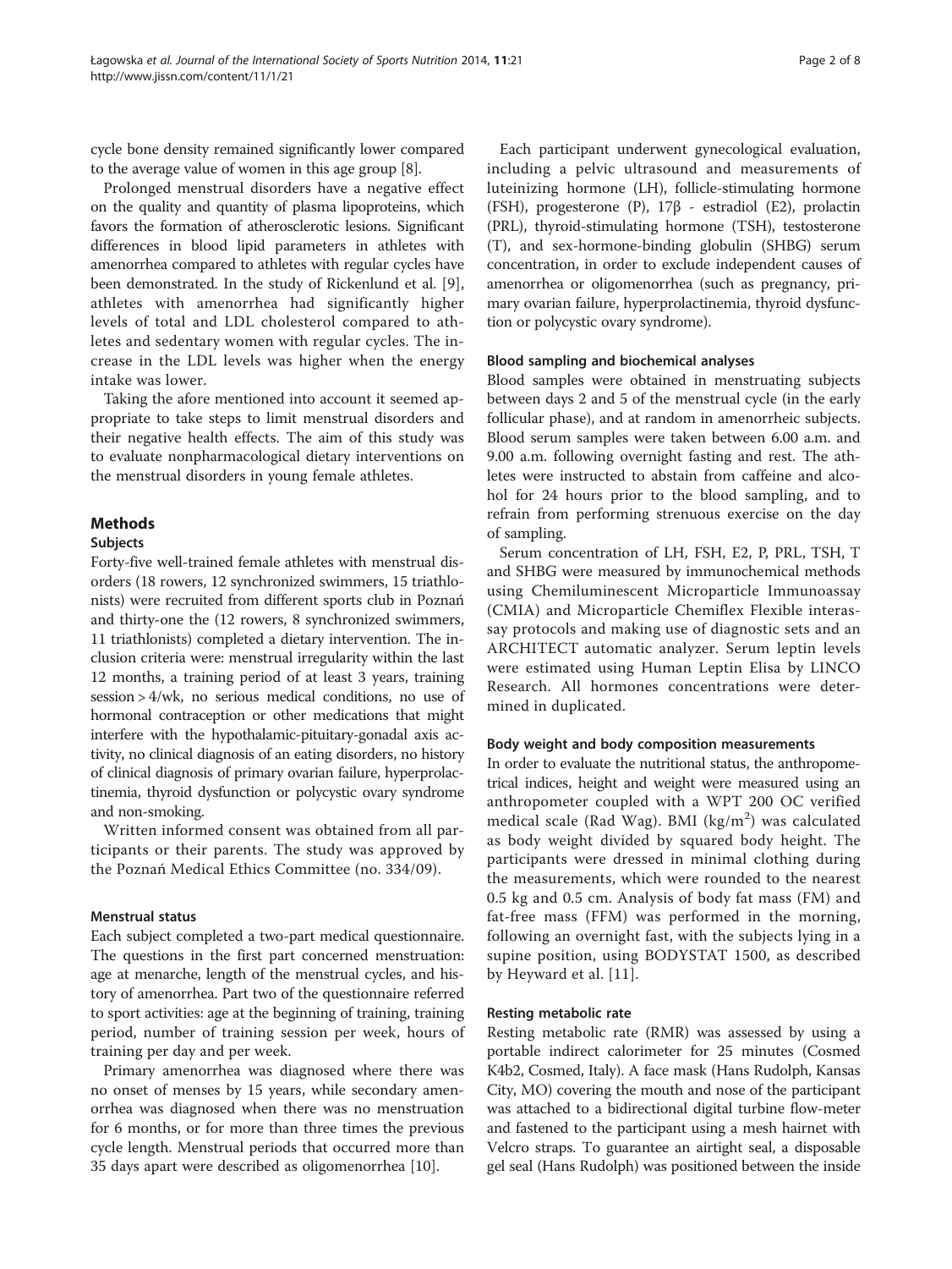cycle bone density remained significantly lower compared to the average value of women in this age group [8].

Prolonged menstrual disorders have a negative effect on the quality and quantity of plasma lipoproteins, which favors the formation of atherosclerotic lesions. Significant differences in blood lipid parameters in athletes with amenorrhea compared to athletes with regular cycles have been demonstrated. In the study of Rickenlund et al. [9], athletes with amenorrhea had significantly higher levels of total and LDL cholesterol compared to athletes and sedentary women with regular cycles. The increase in the LDL levels was higher when the energy intake was lower.

Taking the afore mentioned into account it seemed appropriate to take steps to limit menstrual disorders and their negative health effects. The aim of this study was to evaluate nonpharmacological dietary interventions on the menstrual disorders in young female athletes.

## Methods

### Subjects

Forty-five well-trained female athletes with menstrual disorders (18 rowers, 12 synchronized swimmers, 15 triathlonists) were recruited from different sports club in Poznań and thirty-one the (12 rowers, 8 synchronized swimmers, 11 triathlonists) completed a dietary intervention. The inclusion criteria were: menstrual irregularity within the last 12 months, a training period of at least 3 years, training session > 4/wk, no serious medical conditions, no use of hormonal contraception or other medications that might interfere with the hypothalamic-pituitary-gonadal axis activity, no clinical diagnosis of an eating disorders, no history of clinical diagnosis of primary ovarian failure, hyperprolactinemia, thyroid dysfunction or polycystic ovary syndrome and non-smoking.

Written informed consent was obtained from all participants or their parents. The study was approved by the Poznań Medical Ethics Committee (no. 334/09).

### Menstrual status

Each subject completed a two-part medical questionnaire. The questions in the first part concerned menstruation: age at menarche, length of the menstrual cycles, and history of amenorrhea. Part two of the questionnaire referred to sport activities: age at the beginning of training, training period, number of training session per week, hours of training per day and per week.

Primary amenorrhea was diagnosed where there was no onset of menses by 15 years, while secondary amenorrhea was diagnosed when there was no menstruation for 6 months, or for more than three times the previous cycle length. Menstrual periods that occurred more than 35 days apart were described as oligomenorrhea [10].

Each participant underwent gynecological evaluation, including a pelvic ultrasound and measurements of luteinizing hormone (LH), follicle-stimulating hormone (FSH), progesterone (P), 17β - estradiol (E2), prolactin (PRL), thyroid-stimulating hormone (TSH), testosterone (T), and sex-hormone-binding globulin (SHBG) serum concentration, in order to exclude independent causes of amenorrhea or oligomenorrhea (such as pregnancy, primary ovarian failure, hyperprolactinemia, thyroid dysfunction or polycystic ovary syndrome).

### Blood sampling and biochemical analyses

Blood samples were obtained in menstruating subjects between days 2 and 5 of the menstrual cycle (in the early follicular phase), and at random in amenorrheic subjects. Blood serum samples were taken between 6.00 a.m. and 9.00 a.m. following overnight fasting and rest. The athletes were instructed to abstain from caffeine and alcohol for 24 hours prior to the blood sampling, and to refrain from performing strenuous exercise on the day of sampling.

Serum concentration of LH, FSH, E2, P, PRL, TSH, T and SHBG were measured by immunochemical methods using Chemiluminescent Microparticle Immunoassay (CMIA) and Microparticle Chemiflex Flexible interassay protocols and making use of diagnostic sets and an ARCHITECT automatic analyzer. Serum leptin levels were estimated using Human Leptin Elisa by LINCO Research. All hormones concentrations were determined in duplicated.

### Body weight and body composition measurements

In order to evaluate the nutritional status, the anthropometrical indices, height and weight were measured using an anthropometer coupled with a WPT 200 OC verified medical scale (Rad Wag). BMI ($kg/m^2$) was calculated as body weight divided by squared body height. The participants were dressed in minimal clothing during the measurements, which were rounded to the nearest 0.5 kg and 0.5 cm. Analysis of body fat mass (FM) and fat-free mass (FFM) was performed in the morning, following an overnight fast, with the subjects lying in a supine position, using BODYSTAT 1500, as described by Heyward et al. [11].

### Resting metabolic rate

Resting metabolic rate (RMR) was assessed by using a portable indirect calorimeter for 25 minutes (Cosmed K4b2, Cosmed, Italy). A face mask (Hans Rudolph, Kansas City, MO) covering the mouth and nose of the participant was attached to a bidirectional digital turbine flow-meter and fastened to the participant using a mesh hairnet with Velcro straps. To guarantee an airtight seal, a disposable gel seal (Hans Rudolph) was positioned between the inside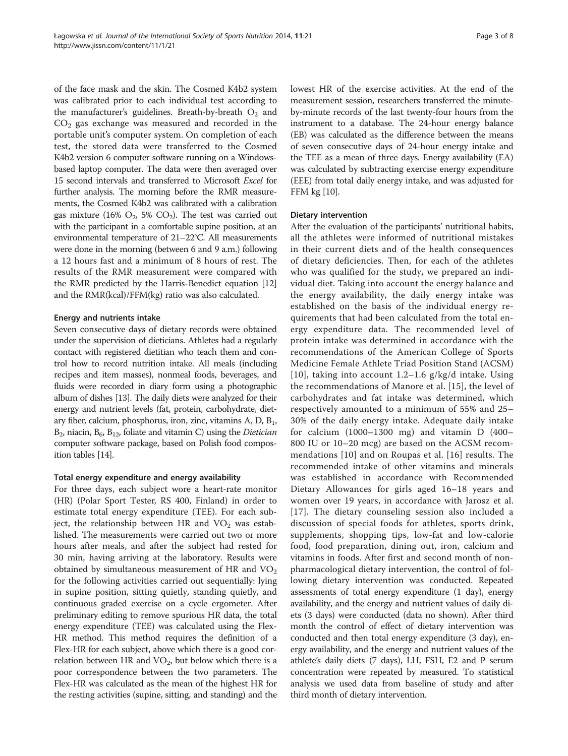of the face mask and the skin. The Cosmed K4b2 system was calibrated prior to each individual test according to the manufacturer's guidelines. Breath-by-breath $O_2$ and $CO_2$ gas exchange was measured and recorded in the portable unit's computer system. On completion of each test, the stored data were transferred to the Cosmed K4b2 version 6 computer software running on a Windows-based laptop computer. The data were then averaged over 15 second intervals and transferred to Microsoft *Excel* for further analysis. The morning before the RMR measurements, the Cosmed K4b2 was calibrated with a calibration gas mixture (16% $O_2$, 5% $CO_2$). The test was carried out with the participant in a comfortable supine position, at an environmental temperature of 21–22°C. All measurements were done in the morning (between 6 and 9 a.m.) following a 12 hours fast and a minimum of 8 hours of rest. The results of the RMR measurement were compared with the RMR predicted by the Harris-Benedict equation [12] and the RMR(kcal)/FFM(kg) ratio was also calculated.

#### Energy and nutrients intake

Seven consecutive days of dietary records were obtained under the supervision of dieticians. Athletes had a regularly contact with registered dietitian who teach them and control how to record nutrition intake. All meals (including recipes and item masses), nonmeal foods, beverages, and fluids were recorded in diary form using a photographic album of dishes [13]. The daily diets were analyzed for their energy and nutrient levels (fat, protein, carbohydrate, dietary fiber, calcium, phosphorus, iron, zinc, vitamins A, D, $B_1$, $B_2$, niacin, $B_6$, $B_{12}$, foliate and vitamin C) using the *Dietician* computer software package, based on Polish food composition tables [14].

#### Total energy expenditure and energy availability

For three days, each subject wore a heart-rate monitor (HR) (Polar Sport Tester, RS 400, Finland) in order to estimate total energy expenditure (TEE). For each subject, the relationship between HR and $VO_2$ was established. The measurements were carried out two or more hours after meals, and after the subject had rested for 30 min, having arriving at the laboratory. Results were obtained by simultaneous measurement of HR and $VO_2$ for the following activities carried out sequentially: lying in supine position, sitting quietly, standing quietly, and continuous graded exercise on a cycle ergometer. After preliminary editing to remove spurious HR data, the total energy expenditure (TEE) was calculated using the Flex-HR method. This method requires the definition of a Flex-HR for each subject, above which there is a good correlation between HR and $VO_2$, but below which there is a poor correspondence between the two parameters. The Flex-HR was calculated as the mean of the highest HR for the resting activities (supine, sitting, and standing) and the lowest HR of the exercise activities. At the end of the measurement session, researchers transferred the minute-by-minute records of the last twenty-four hours from the instrument to a database. The 24-hour energy balance (EB) was calculated as the difference between the means of seven consecutive days of 24-hour energy intake and the TEE as a mean of three days. Energy availability (EA) was calculated by subtracting exercise energy expenditure (EEE) from total daily energy intake, and was adjusted for FFM kg [10].

#### Dietary intervention

After the evaluation of the participants' nutritional habits, all the athletes were informed of nutritional mistakes in their current diets and of the health consequences of dietary deficiencies. Then, for each of the athletes who was qualified for the study, we prepared an individual diet. Taking into account the energy balance and the energy availability, the daily energy intake was established on the basis of the individual energy requirements that had been calculated from the total energy expenditure data. The recommended level of protein intake was determined in accordance with the recommendations of the American College of Sports Medicine Female Athlete Triad Position Stand (ACSM) [10], taking into account 1.2–1.6 g/kg/d intake. Using the recommendations of Manore et al. [15], the level of carbohydrates and fat intake was determined, which respectively amounted to a minimum of 55% and 25–30% of the daily energy intake. Adequate daily intake for calcium (1000–1300 mg) and vitamin D (400–800 IU or 10–20 mcg) are based on the ACSM recommendations [10] and on Roupas et al. [16] results. The recommended intake of other vitamins and minerals was established in accordance with Recommended Dietary Allowances for girls aged 16–18 years and women over 19 years, in accordance with Jarosz et al. [17]. The dietary counseling session also included a discussion of special foods for athletes, sports drink, supplements, shopping tips, low-fat and low-calorie food, food preparation, dining out, iron, calcium and vitamins in foods. After first and second month of non-pharmacological dietary intervention, the control of following dietary intervention was conducted. Repeated assessments of total energy expenditure (1 day), energy availability, and the energy and nutrient values of daily diets (3 days) were conducted (data no shown). After third month the control of effect of dietary intervention was conducted and then total energy expenditure (3 day), energy availability, and the energy and nutrient values of the athlete's daily diets (7 days), LH, FSH, E2 and P serum concentration were repeated by measured. To statistical analysis we used data from baseline of study and after third month of dietary intervention.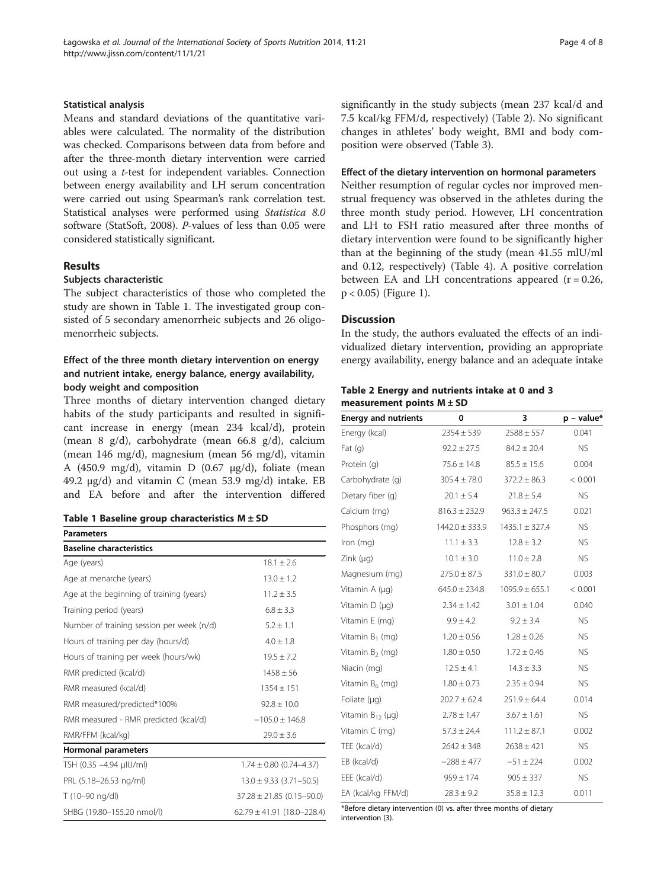### Statistical analysis

Means and standard deviations of the quantitative variables were calculated. The normality of the distribution was checked. Comparisons between data from before and after the three-month dietary intervention were carried out using a *t*-test for independent variables. Connection between energy availability and LH serum concentration were carried out using Spearman's rank correlation test. Statistical analyses were performed using *Statistica 8.0* software (StatSoft, 2008). *P*-values of less than 0.05 were considered statistically significant.

## Results

### Subjects characteristic

The subject characteristics of those who completed the study are shown in Table 1. The investigated group consisted of 5 secondary amenorrheic subjects and 26 oligomenorrheic subjects.

### Effect of the three month dietary intervention on energy and nutrient intake, energy balance, energy availability, body weight and composition

Three months of dietary intervention changed dietary habits of the study participants and resulted in significant increase in energy (mean 234 kcal/d), protein (mean 8 g/d), carbohydrate (mean 66.8 g/d), calcium (mean 146 mg/d), magnesium (mean 56 mg/d), vitamin A (450.9 mg/d), vitamin D (0.67 μg/d), foliate (mean 49.2 μg/d) and vitamin C (mean 53.9 mg/d) intake. EB and EA before and after the intervention differed significantly in the study subjects (mean 237 kcal/d and 7.5 kcal/kg FFM/d, respectively) (Table 2). No significant changes in athletes' body weight, BMI and body composition were observed (Table 3).

**Table 1 Baseline group characteristics M ± SD**

| Parameters | |
|---|---|
| **Baseline characteristics** | |
| Age (years) | 18.1 ± 2.6 |
| Age at menarche (years) | 13.0 ± 1.2 |
| Age at the beginning of training (years) | 11.2 ± 3.5 |
| Training period (years) | 6.8 ± 3.3 |
| Number of training session per week (n/d) | 5.2 ± 1.1 |
| Hours of training per day (hours/d) | 4.0 ± 1.8 |
| Hours of training per week (hours/wk) | 19.5 ± 7.2 |
| RMR predicted (kcal/d) | 1458 ± 56 |
| RMR measured (kcal/d) | 1354 ± 151 |
| RMR measured/predicted*100% | 92.8 ± 10.0 |
| RMR measured - RMR predicted (kcal/d) | −105.0 ± 146.8 |
| RMR/FFM (kcal/kg) | 29.0 ± 3.6 |
| **Hormonal parameters** | |
| TSH (0.35 –4.94 μIU/ml) | 1.74 ± 0.80 (0.74–4.37) |
| PRL (5.18–26.53 ng/ml) | 13.0 ± 9.33 (3.71–50.5) |
| T (10–90 ng/dl) | 37.28 ± 21.85 (0.15–90.0) |
| SHBG (19.80–155.20 nmol/l) | 62.79 ± 41.91 (18.0–228.4) |

### Effect of the dietary intervention on hormonal parameters

Neither resumption of regular cycles nor improved menstrual frequency was observed in the athletes during the three month study period. However, LH concentration and LH to FSH ratio measured after three months of dietary intervention were found to be significantly higher than at the beginning of the study (mean 41.55 mlU/ml and 0.12, respectively) (Table 4). A positive correlation between EA and LH concentrations appeared ($r = 0.26$, $p < 0.05$) (Figure 1).

## Discussion

In the study, the authors evaluated the effects of an individualized dietary intervention, providing an appropriate energy availability, energy balance and an adequate intake

**Table 2 Energy and nutrients intake at 0 and 3 measurement points M ± SD**

| Energy and nutrients | 0 | 3 | p – value* |
|---|---|---|---|
| Energy (kcal) | 2354 ± 539 | 2588 ± 557 | 0.041 |
| Fat (g) | 92.2 ± 27.5 | 84.2 ± 20.4 | NS |
| Protein (g) | 75.6 ± 14.8 | 85.5 ± 15.6 | 0.004 |
| Carbohydrate (g) | 305.4 ± 78.0 | 372.2 ± 86.3 | < 0.001 |
| Dietary fiber (g) | 20.1 ± 5.4 | 21.8 ± 5.4 | NS |
| Calcium (mg) | 816.3 ± 232.9 | 963.3 ± 247.5 | 0.021 |
| Phosphors (mg) | 1442.0 ± 333.9 | 1435.1 ± 327.4 | NS |
| Iron (mg) | 11.1 ± 3.3 | 12.8 ± 3.2 | NS |
| Zink (μg) | 10.1 ± 3.0 | 11.0 ± 2.8 | NS |
| Magnesium (mg) | 275.0 ± 87.5 | 331.0 ± 80.7 | 0.003 |
| Vitamin A (μg) | 645.0 ± 234.8 | 1095.9 ± 655.1 | < 0.001 |
| Vitamin D (μg) | 2.34 ± 1.42 | 3.01 ± 1.04 | 0.040 |
| Vitamin E (mg) | 9.9 ± 4.2 | 9.2 ± 3.4 | NS |
| Vitamin $B_1$ (mg) | 1.20 ± 0.56 | 1.28 ± 0.26 | NS |
| Vitamin $B_2$ (mg) | 1.80 ± 0.50 | 1.72 ± 0.46 | NS |
| Niacin (mg) | 12.5 ± 4.1 | 14.3 ± 3.3 | NS |
| Vitamin $B_6$ (mg) | 1.80 ± 0.73 | 2.35 ± 0.94 | NS |
| Foliate (μg) | 202.7 ± 62.4 | 251.9 ± 64.4 | 0.014 |
| Vitamin $B_{12}$ (μg) | 2.78 ± 1.47 | 3.67 ± 1.61 | NS |
| Vitamin C (mg) | 57.3 ± 24.4 | 111.2 ± 87.1 | 0.002 |
| TEE (kcal/d) | 2642 ± 348 | 2638 ± 421 | NS |
| EB (kcal/d) | −288 ± 477 | −51 ± 224 | 0.002 |
| EEE (kcal/d) | 959 ± 174 | 905 ± 337 | NS |
| EA (kcal/kg FFM/d) | 28.3 ± 9.2 | 35.8 ± 12.3 | 0.011 |

*Before dietary intervention (0) vs. after three months of dietary intervention (3).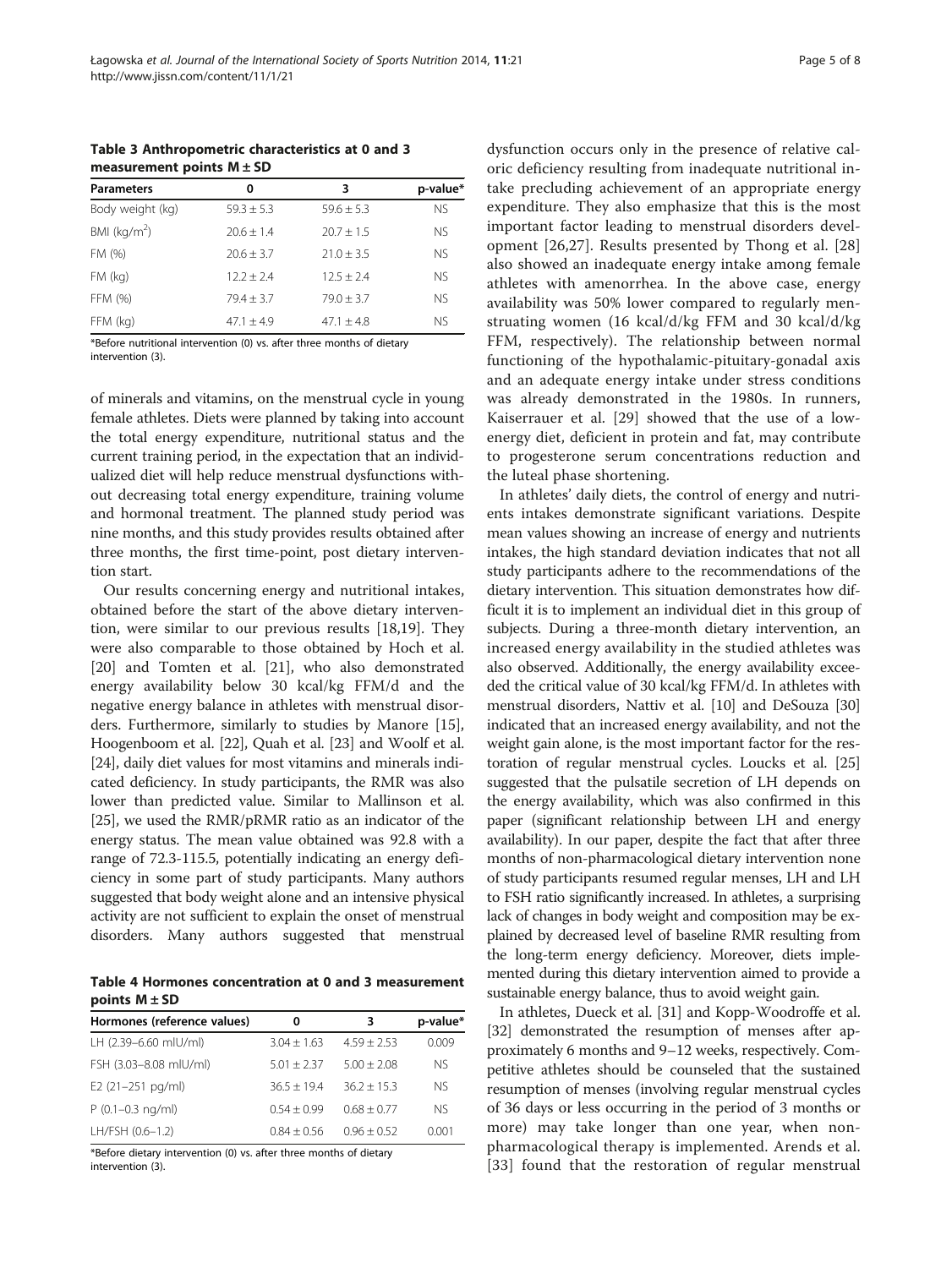**Table 3 Anthropometric characteristics at 0 and 3 measurement points M ± SD**

| Parameters | 0 | 3 | p-value* |
|---|---|---|---|
| Body weight (kg) | 59.3 ± 5.3 | 59.6 ± 5.3 | NS |
| BMI (kg/m$^2$) | 20.6 ± 1.4 | 20.7 ± 1.5 | NS |
| FM (%) | 20.6 ± 3.7 | 21.0 ± 3.5 | NS |
| FM (kg) | 12.2 ± 2.4 | 12.5 ± 2.4 | NS |
| FFM (%) | 79.4 ± 3.7 | 79.0 ± 3.7 | NS |
| FFM (kg) | 47.1 ± 4.9 | 47.1 ± 4.8 | NS |

*Before nutritional intervention (0) vs. after three months of dietary intervention (3).

of minerals and vitamins, on the menstrual cycle in young female athletes. Diets were planned by taking into account the total energy expenditure, nutritional status and the current training period, in the expectation that an individualized diet will help reduce menstrual dysfunctions without decreasing total energy expenditure, training volume and hormonal treatment. The planned study period was nine months, and this study provides results obtained after three months, the first time-point, post dietary intervention start.

Our results concerning energy and nutritional intakes, obtained before the start of the above dietary intervention, were similar to our previous results [18,19]. They were also comparable to those obtained by Hoch et al. [20] and Tomten et al. [21], who also demonstrated energy availability below 30 kcal/kg FFM/d and the negative energy balance in athletes with menstrual disorders. Furthermore, similarly to studies by Manore [15], Hoogenboom et al. [22], Quah et al. [23] and Woolf et al. [24], daily diet values for most vitamins and minerals indicated deficiency. In study participants, the RMR was also lower than predicted value. Similar to Mallinson et al. [25], we used the RMR/pRMR ratio as an indicator of the energy status. The mean value obtained was 92.8 with a range of 72.3-115.5, potentially indicating an energy deficiency in some part of study participants. Many authors suggested that body weight alone and an intensive physical activity are not sufficient to explain the onset of menstrual disorders. Many authors suggested that menstrual

**Table 4 Hormones concentration at 0 and 3 measurement points M ± SD**

| Hormones (reference values) | 0 | 3 | p-value* |
|---|---|---|---|
| LH (2.39–6.60 mIU/ml) | 3.04 ± 1.63 | 4.59 ± 2.53 | 0.009 |
| FSH (3.03–8.08 mIU/ml) | 5.01 ± 2.37 | 5.00 ± 2.08 | NS |
| E2 (21–251 pg/ml) | 36.5 ± 19.4 | 36.2 ± 15.3 | NS |
| P (0.1–0.3 ng/ml) | 0.54 ± 0.99 | 0.68 ± 0.77 | NS |
| LH/FSH (0.6–1.2) | 0.84 ± 0.56 | 0.96 ± 0.52 | 0.001 |

*Before dietary intervention (0) vs. after three months of dietary intervention (3).

dysfunction occurs only in the presence of relative caloric deficiency resulting from inadequate nutritional intake precluding achievement of an appropriate energy expenditure. They also emphasize that this is the most important factor leading to menstrual disorders development [26,27]. Results presented by Thong et al. [28] also showed an inadequate energy intake among female athletes with amenorrhea. In the above case, energy availability was 50% lower compared to regularly menstruating women (16 kcal/d/kg FFM and 30 kcal/d/kg FFM, respectively). The relationship between normal functioning of the hypothalamic-pituitary-gonadal axis and an adequate energy intake under stress conditions was already demonstrated in the 1980s. In runners, Kaiserrauer et al. [29] showed that the use of a low-energy diet, deficient in protein and fat, may contribute to progesterone serum concentrations reduction and the luteal phase shortening.

In athletes' daily diets, the control of energy and nutrients intakes demonstrate significant variations. Despite mean values showing an increase of energy and nutrients intakes, the high standard deviation indicates that not all study participants adhere to the recommendations of the dietary intervention. This situation demonstrates how difficult it is to implement an individual diet in this group of subjects. During a three-month dietary intervention, an increased energy availability in the studied athletes was also observed. Additionally, the energy availability exceeded the critical value of 30 kcal/kg FFM/d. In athletes with menstrual disorders, Nattiv et al. [10] and DeSouza [30] indicated that an increased energy availability, and not the weight gain alone, is the most important factor for the restoration of regular menstrual cycles. Loucks et al. [25] suggested that the pulsatile secretion of LH depends on the energy availability, which was also confirmed in this paper (significant relationship between LH and energy availability). In our paper, despite the fact that after three months of non-pharmacological dietary intervention none of study participants resumed regular menses, LH and LH to FSH ratio significantly increased. In athletes, a surprising lack of changes in body weight and composition may be explained by decreased level of baseline RMR resulting from the long-term energy deficiency. Moreover, diets implemented during this dietary intervention aimed to provide a sustainable energy balance, thus to avoid weight gain.

In athletes, Dueck et al. [31] and Kopp-Woodroffe et al. [32] demonstrated the resumption of menses after approximately 6 months and 9–12 weeks, respectively. Competitive athletes should be counseled that the sustained resumption of menses (involving regular menstrual cycles of 36 days or less occurring in the period of 3 months or more) may take longer than one year, when non-pharmacological therapy is implemented. Arends et al. [33] found that the restoration of regular menstrual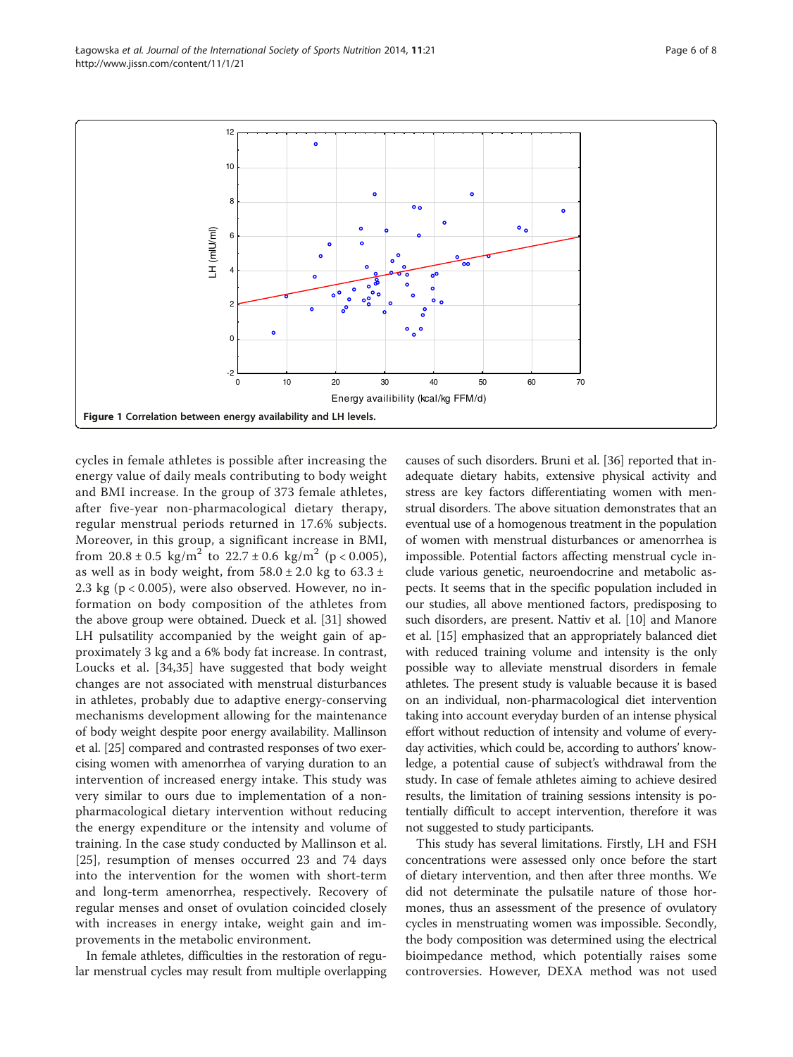Figure 1 Correlation between energy availability and LH levels.

cycles in female athletes is possible after increasing the energy value of daily meals contributing to body weight and BMI increase. In the group of 373 female athletes, after five-year non-pharmacological dietary therapy, regular menstrual periods returned in 17.6% subjects. Moreover, in this group, a significant increase in BMI, from $20.8 \pm 0.5$ kg/m$^2$ to $22.7 \pm 0.6$ kg/m$^2$ ($p < 0.005$), as well as in body weight, from $58.0 \pm 2.0$ kg to $63.3 \pm 2.3$ kg ($p < 0.005$), were also observed. However, no information on body composition of the athletes from the above group were obtained. Dueck et al. [31] showed LH pulsatility accompanied by the weight gain of approximately 3 kg and a 6% body fat increase. In contrast, Loucks et al. [34,35] have suggested that body weight changes are not associated with menstrual disturbances in athletes, probably due to adaptive energy-conserving mechanisms development allowing for the maintenance of body weight despite poor energy availability. Mallinson et al. [25] compared and contrasted responses of two exercising women with amenorrhea of varying duration to an intervention of increased energy intake. This study was very similar to ours due to implementation of a non-pharmacological dietary intervention without reducing the energy expenditure or the intensity and volume of training. In the case study conducted by Mallinson et al. [25], resumption of menses occurred 23 and 74 days into the intervention for the women with short-term and long-term amenorrhea, respectively. Recovery of regular menses and onset of ovulation coincided closely with increases in energy intake, weight gain and improvements in the metabolic environment.

In female athletes, difficulties in the restoration of regular menstrual cycles may result from multiple overlapping causes of such disorders. Bruni et al. [36] reported that inadequate dietary habits, extensive physical activity and stress are key factors differentiating women with menstrual disorders. The above situation demonstrates that an eventual use of a homogenous treatment in the population of women with menstrual disturbances or amenorrhea is impossible. Potential factors affecting menstrual cycle include various genetic, neuroendocrine and metabolic aspects. It seems that in the specific population included in our studies, all above mentioned factors, predisposing to such disorders, are present. Nattiv et al. [10] and Manore et al. [15] emphasized that an appropriately balanced diet with reduced training volume and intensity is the only possible way to alleviate menstrual disorders in female athletes. The present study is valuable because it is based on an individual, non-pharmacological diet intervention taking into account everyday burden of an intense physical effort without reduction of intensity and volume of everyday activities, which could be, according to authors' knowledge, a potential cause of subject's withdrawal from the study. In case of female athletes aiming to achieve desired results, the limitation of training sessions intensity is potentially difficult to accept intervention, therefore it was not suggested to study participants.

This study has several limitations. Firstly, LH and FSH concentrations were assessed only once before the start of dietary intervention, and then after three months. We did not determinate the pulsatile nature of those hormones, thus an assessment of the presence of ovulatory cycles in menstruating women was impossible. Secondly, the body composition was determined using the electrical bioimpedance method, which potentially raises some controversies. However, DEXA method was not used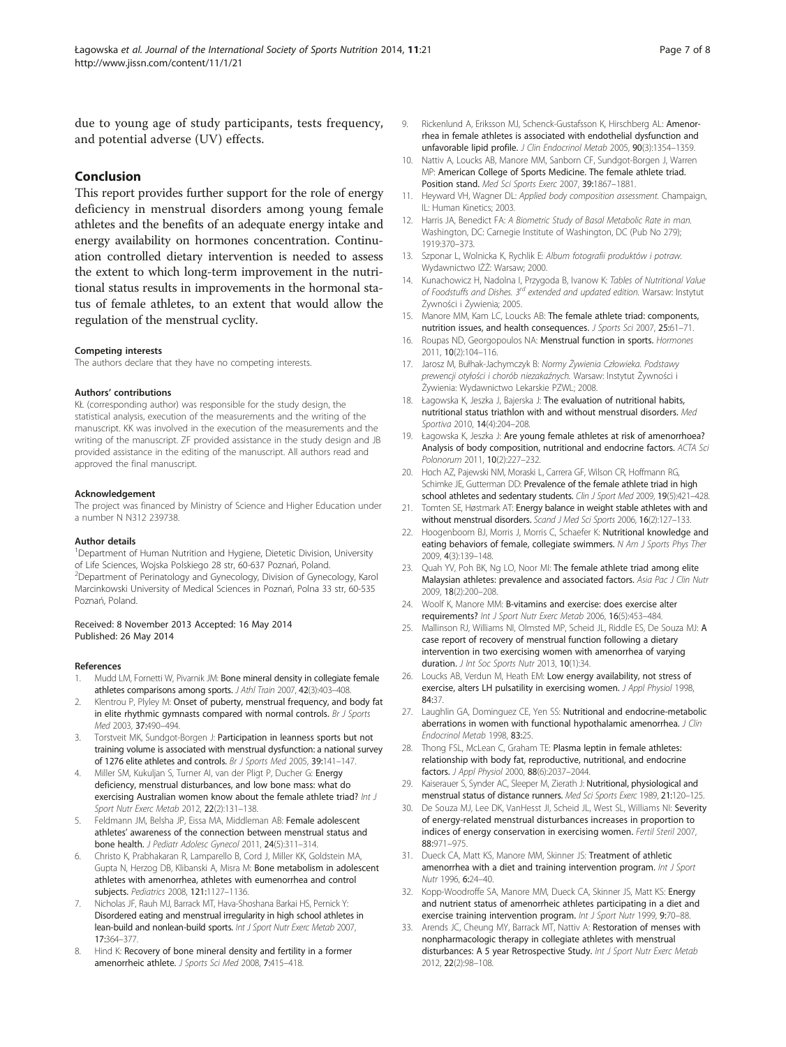due to young age of study participants, tests frequency, and potential adverse (UV) effects.

## Conclusion

This report provides further support for the role of energy deficiency in menstrual disorders among young female athletes and the benefits of an adequate energy intake and energy availability on hormones concentration. Continuation controlled dietary intervention is needed to assess the extent to which long-term improvement in the nutritional status results in improvements in the hormonal status of female athletes, to an extent that would allow the regulation of the menstrual cyclity.

#### Competing interests

The authors declare that they have no competing interests.

#### Authors' contributions

KŁ (corresponding author) was responsible for the study design, the statistical analysis, execution of the measurements and the writing of the manuscript. KK was involved in the execution of the measurements and the writing of the manuscript. ZF provided assistance in the study design and JB provided assistance in the editing of the manuscript. All authors read and approved the final manuscript.

#### Acknowledgement

The project was financed by Ministry of Science and Higher Education under a number N N312 239738.

#### Author details

[1]Department of Human Nutrition and Hygiene, Dietetic Division, University of Life Sciences, Wojska Polskiego 28 str, 60-637 Poznań, Poland. [2]Department of Perinatology and Gynecology, Division of Gynecology, Karol Marcinkowski University of Medical Sciences in Poznań, Polna 33 str, 60-535 Poznań, Poland.

Received: 8 November 2013 Accepted: 16 May 2014
Published: 26 May 2014

#### References

1. Mudd LM, Fornetti W, Pivarnik JM: **Bone mineral density in collegiate female athletes comparisons among sports.** *J Athl Train* 2007, **42**(3):403–408.
2. Klentrou P, Plyley M: **Onset of puberty, menstrual frequency, and body fat in elite rhythmic gymnasts compared with normal controls.** *Br J Sports Med* 2003, **37**:490–494.
3. Torstveit MK, Sundgot-Borgen J: **Participation in leanness sports but not training volume is associated with menstrual dysfunction: a national survey of 1276 elite athletes and controls.** *Br J Sports Med* 2005, **39**:141–147.
4. Miller SM, Kukuljan S, Turner AI, van der Pligt P, Ducher G: **Energy deficiency, menstrual disturbances, and low bone mass: what do exercising Australian women know about the female athlete triad?** *Int J Sport Nutr Exerc Metab* 2012, **22**(2):131–138.
5. Feldmann JM, Belsha JP, Eissa MA, Middleman AB: **Female adolescent athletes' awareness of the connection between menstrual status and bone health.** *J Pediatr Adolesc Gynecol* 2011, **24**(5):311–314.
6. Christo K, Prabhakaran R, Lamparello B, Cord J, Miller KK, Goldstein MA, Gupta N, Herzog DB, Klibanski A, Misra M: **Bone metabolism in adolescent athletes with amenorrhea, athletes with eumenorrhea and control subjects.** *Pediatrics* 2008, **121**:1127–1136.
7. Nicholas JF, Rauh MJ, Barrack MT, Hava-Shoshana Barkai HS, Pernick Y: **Disordered eating and menstrual irregularity in high school athletes in lean-build and nonlean-build sports.** *Int J Sport Nutr Exerc Metab* 2007, **17**:364–377.
8. Hind K: **Recovery of bone mineral density and fertility in a former amenorrheic athlete.** *J Sports Sci Med* 2008, **7**:415–418.
9. Rickenlund A, Eriksson MJ, Schenck-Gustafsson K, Hirschberg AL: **Amenorrhea in female athletes is associated with endothelial dysfunction and unfavorable lipid profile.** *J Clin Endocrinol Metab* 2005, **90**(3):1354–1359.
10. Nattiv A, Loucks AB, Manore MM, Sanborn CF, Sundgot-Borgen J, Warren MP: **American College of Sports Medicine. The female athlete triad. Position stand.** *Med Sci Sports Exerc* 2007, **39**:1867–1881.
11. Heyward VH, Wagner DL: *Applied body composition assessment.* Champaign, IL: Human Kinetics; 2003.
12. Harris JA, Benedict FA: *A Biometric Study of Basal Metabolic Rate in man.* Washington, DC: Carnegie Institute of Washington, DC (Pub No 279); 1919:370–373.
13. Szponar L, Wolnicka K, Rychlik E: *Album fotografii produktów i potraw.* Wydawnictwo IŻŻ: Warsaw; 2000.
14. Kunachowicz H, Nadolna I, Przygoda B, Ivanow K: *Tables of Nutritional Value of Foodstuffs and Dishes. 3rd extended and updated edition.* Warsaw: Instytut Żywności i Żywienia; 2005.
15. Manore MM, Kam LC, Loucks AB: **The female athlete triad: components, nutrition issues, and health consequences.** *J Sports Sci* 2007, **25**:61–71.
16. Roupas ND, Georgopoulos NA: **Menstrual function in sports.** *Hormones* 2011, **10**(2):104–116.
17. Jarosz M, Bułhak-Jachymczyk B: *Normy Żywienia Człowieka. Podstawy prewencji otyłości i chorób niezakaźnych.* Warsaw: Instytut Żywności i Żywienia: Wydawnictwo Lekarskie PZWL; 2008.
18. Łagowska K, Jeszka J, Bajerska J: **The evaluation of nutritional habits, nutritional status triathlon with and without menstrual disorders.** *Med Sportiva* 2010, **14**(4):204–208.
19. Łagowska K, Jeszka J: **Are young female athletes at risk of amenorrhoea? Analysis of body composition, nutritional and endocrine factors.** *ACTA Sci Polonorum* 2011, **10**(2):227–232.
20. Hoch AZ, Pajewski NM, Moraski L, Carrera GF, Wilson CR, Hoffmann RG, Schimke JE, Gutterman DD: **Prevalence of the female athlete triad in high school athletes and sedentary students.** *Clin J Sport Med* 2009, **19**(5):421–428.
21. Tomten SE, Høstmark AT: **Energy balance in weight stable athletes with and without menstrual disorders.** *Scand J Med Sci Sports* 2006, **16**(2):127–133.
22. Hoogenboom BJ, Morris J, Morris C, Schaefer K: **Nutritional knowledge and eating behaviors of female, collegiate swimmers.** *N Am J Sports Phys Ther* 2009, **4**(3):139–148.
23. Quah YV, Poh BK, Ng LO, Noor MI: **The female athlete triad among elite Malaysian athletes: prevalence and associated factors.** *Asia Pac J Clin Nutr* 2009, **18**(2):200–208.
24. Woolf K, Manore MM: **B-vitamins and exercise: does exercise alter requirements?** *Int J Sport Nutr Exerc Metab* 2006, **16**(5):453–484.
25. Mallinson RJ, Williams NI, Olmsted MP, Scheid JL, Riddle ES, De Souza MJ: **A case report of recovery of menstrual function following a dietary intervention in two exercising women with amenorrhea of varying duration.** *J Int Soc Sports Nutr* 2013, **10**(1):34.
26. Loucks AB, Verdun M, Heath EM: **Low energy availability, not stress of exercise, alters LH pulsatility in exercising women.** *J Appl Physiol* 1998, **84**:37.
27. Laughlin GA, Dominguez CE, Yen SS: **Nutritional and endocrine-metabolic aberrations in women with functional hypothalamic amenorrhea.** *J Clin Endocrinol Metab* 1998, **83**:25.
28. Thong FSL, McLean C, Graham TE: **Plasma leptin in female athletes: relationship with body fat, reproductive, nutritional, and endocrine factors.** *J Appl Physiol* 2000, **88**(6):2037–2044.
29. Kaiserauer S, Synder AC, Sleeper M, Zierath J: **Nutritional, physiological and menstrual status of distance runners.** *Med Sci Sports Exerc* 1989, **21**:120–125.
30. De Souza MJ, Lee DK, VanHesst JI, Scheid JL, West SL, Williams NI: **Severity of energy-related menstrual disturbances increases in proportion to indices of energy conservation in exercising women.** *Fertil Steril* 2007, **88**:971–975.
31. Dueck CA, Matt KS, Manore MM, Skinner JS: **Treatment of athletic amenorrhea with a diet and training intervention program.** *Int J Sport Nutr* 1996, **6**:24–40.
32. Kopp-Woodroffe SA, Manore MM, Dueck CA, Skinner JS, Matt KS: **Energy and nutrient status of amenorrheic athletes participating in a diet and exercise training intervention program.** *Int J Sport Nutr* 1999, **9**:70–88.
33. Arends JC, Cheung MY, Barrack MT, Nattiv A: **Restoration of menses with nonpharmacologic therapy in collegiate athletes with menstrual disturbances: A 5 year Retrospective Study.** *Int J Sport Nutr Exerc Metab* 2012, **22**(2):98–108.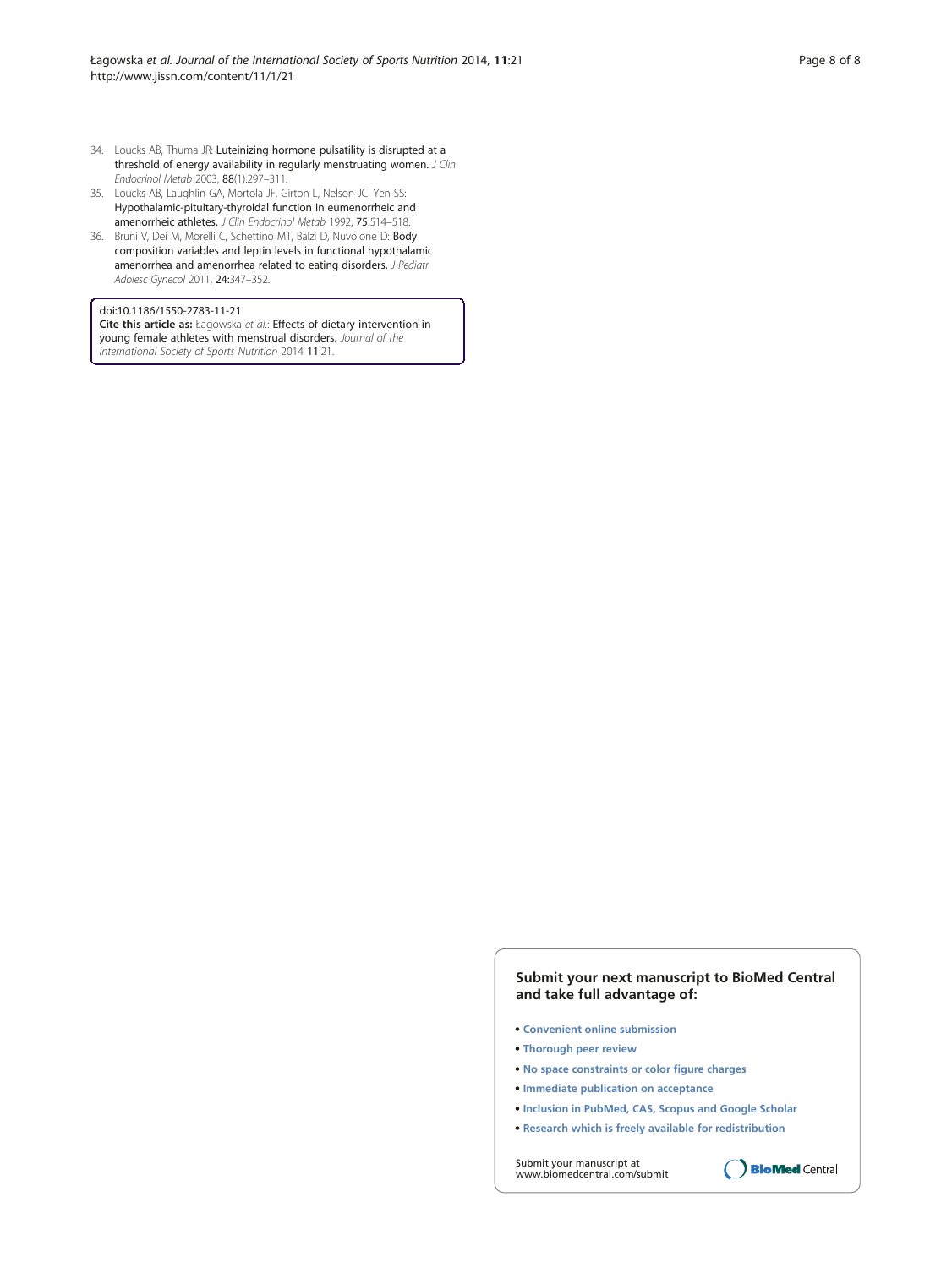34. Loucks AB, Thuma JR: **Luteinizing hormone pulsatility is disrupted at a threshold of energy availability in regularly menstruating women.** *J Clin Endocrinol Metab* 2003, **88**(1):297–311.
35. Loucks AB, Laughlin GA, Mortola JF, Girton L, Nelson JC, Yen SS: **Hypothalamic-pituitary-thyroidal function in eumenorrheic and amenorrheic athletes.** *J Clin Endocrinol Metab* 1992, **75**:514–518.
36. Bruni V, Dei M, Morelli C, Schettino MT, Balzi D, Nuvolone D: **Body composition variables and leptin levels in functional hypothalamic amenorrhea and amenorrhea related to eating disorders.** *J Pediatr Adolesc Gynecol* 2011, **24**:347–352.

doi:10.1186/1550-2783-11-21

**Cite this article as:** Łagowska *et al.*: Effects of dietary intervention in young female athletes with menstrual disorders. *Journal of the International Society of Sports Nutrition* 2014 **11**:21.

**Submit your next manuscript to BioMed Central and take full advantage of:**

- **Convenient online submission**
- **Thorough peer review**
- **No space constraints or color figure charges**
- **Immediate publication on acceptance**
- **Inclusion in PubMed, CAS, Scopus and Google Scholar**
- **Research which is freely available for redistribution**

Submit your manuscript at www.biomedcentral.com/submit

BioMed Central